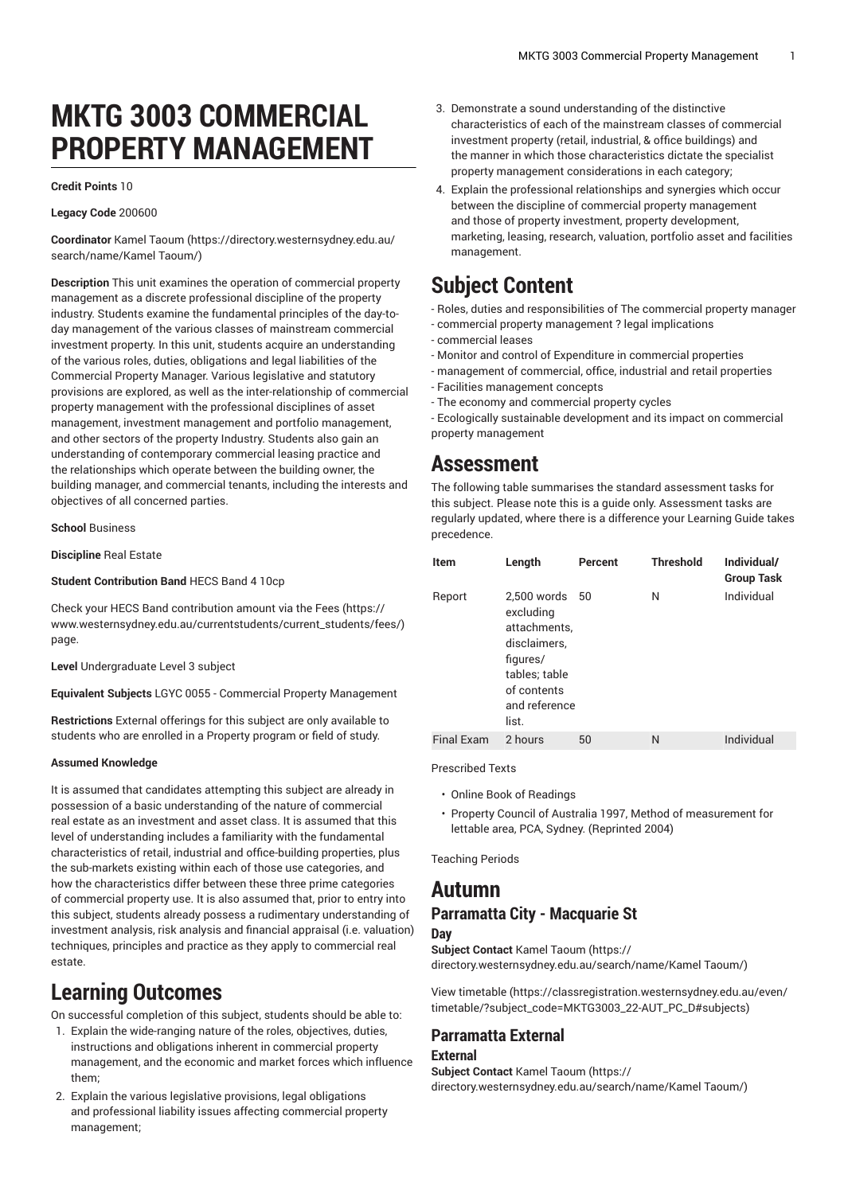# MKTG 3003 COMMERCIAL PROPERTY MANAGEMENT

**Credit Points** 10

**Legacy Code** 200600

**Coordinator** Kamel Taoum (https://directory.westernsydney.edu.au/search/name/Kamel Taoum/)

**Description** This unit examines the operation of commercial property management as a discrete professional discipline of the property industry. Students examine the fundamental principles of the day-to-day management of the various classes of mainstream commercial investment property. In this unit, students acquire an understanding of the various roles, duties, obligations and legal liabilities of the Commercial Property Manager. Various legislative and statutory provisions are explored, as well as the inter-relationship of commercial property management with the professional disciplines of asset management, investment management and portfolio management, and other sectors of the property Industry. Students also gain an understanding of contemporary commercial leasing practice and the relationships which operate between the building owner, the building manager, and commercial tenants, including the interests and objectives of all concerned parties.

**School** Business

**Discipline** Real Estate

**Student Contribution Band** HECS Band 4 10cp

Check your HECS Band contribution amount via the Fees (https://www.westernsydney.edu.au/currentstudents/current_students/fees/) page.

**Level** Undergraduate Level 3 subject

**Equivalent Subjects** LGYC 0055 - Commercial Property Management

**Restrictions** External offerings for this subject are only available to students who are enrolled in a Property program or field of study.

**Assumed Knowledge**

It is assumed that candidates attempting this subject are already in possession of a basic understanding of the nature of commercial real estate as an investment and asset class. It is assumed that this level of understanding includes a familiarity with the fundamental characteristics of retail, industrial and office-building properties, plus the sub-markets existing within each of those use categories, and how the characteristics differ between these three prime categories of commercial property use. It is also assumed that, prior to entry into this subject, students already possess a rudimentary understanding of investment analysis, risk analysis and financial appraisal (i.e. valuation) techniques, principles and practice as they apply to commercial real estate.

# Learning Outcomes

On successful completion of this subject, students should be able to:

1. Explain the wide-ranging nature of the roles, objectives, duties, instructions and obligations inherent in commercial property management, and the economic and market forces which influence them;
2. Explain the various legislative provisions, legal obligations and professional liability issues affecting commercial property management;
3. Demonstrate a sound understanding of the distinctive characteristics of each of the mainstream classes of commercial investment property (retail, industrial, & office buildings) and the manner in which those characteristics dictate the specialist property management considerations in each category;
4. Explain the professional relationships and synergies which occur between the discipline of commercial property management and those of property investment, property development, marketing, leasing, research, valuation, portfolio asset and facilities management.

# Subject Content

- Roles, duties and responsibilities of The commercial property manager
- commercial property management ? legal implications
- commercial leases
- Monitor and control of Expenditure in commercial properties
- management of commercial, office, industrial and retail properties
- Facilities management concepts
- The economy and commercial property cycles
- Ecologically sustainable development and its impact on commercial property management

# Assessment

The following table summarises the standard assessment tasks for this subject. Please note this is a guide only. Assessment tasks are regularly updated, where there is a difference your Learning Guide takes precedence.

| Item | Length | Percent | Threshold | Individual/ Group Task |
|---|---|---|---|---|
| Report | 2,500 words excluding attachments, disclaimers, figures/ tables; table of contents and reference list. | 50 | N | Individual |
| Final Exam | 2 hours | 50 | N | Individual |

Prescribed Texts

- Online Book of Readings
- Property Council of Australia 1997, Method of measurement for lettable area, PCA, Sydney. (Reprinted 2004)

Teaching Periods

# Autumn

## Parramatta City - Macquarie St

### Day

**Subject Contact** Kamel Taoum (https://directory.westernsydney.edu.au/search/name/Kamel Taoum/)

View timetable (https://classregistration.westernsydney.edu.au/even/timetable/?subject_code=MKTG3003_22-AUT_PC_D#subjects)

## Parramatta External

### External

**Subject Contact** Kamel Taoum (https://directory.westernsydney.edu.au/search/name/Kamel Taoum/)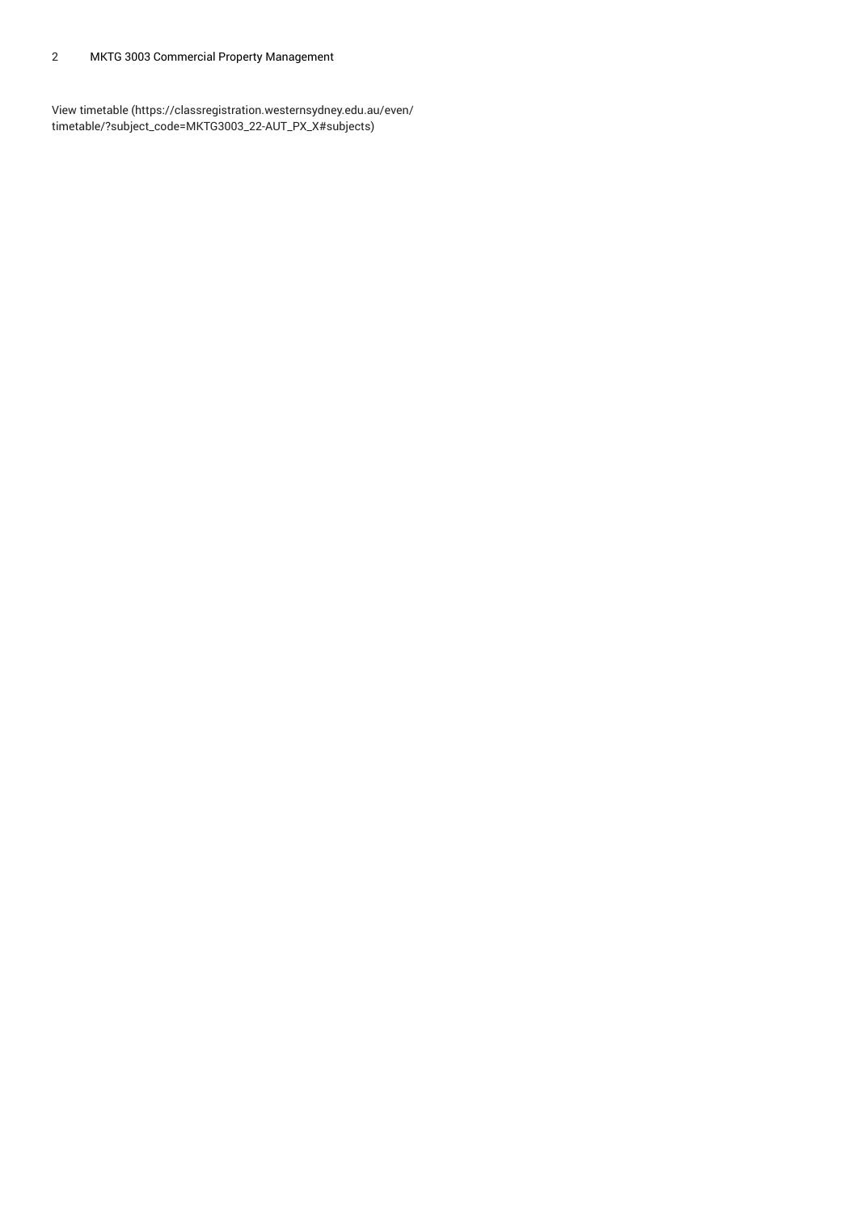View timetable (https://classregistration.westernsydney.edu.au/even/timetable/?subject_code=MKTG3003_22-AUT_PX_X#subjects)